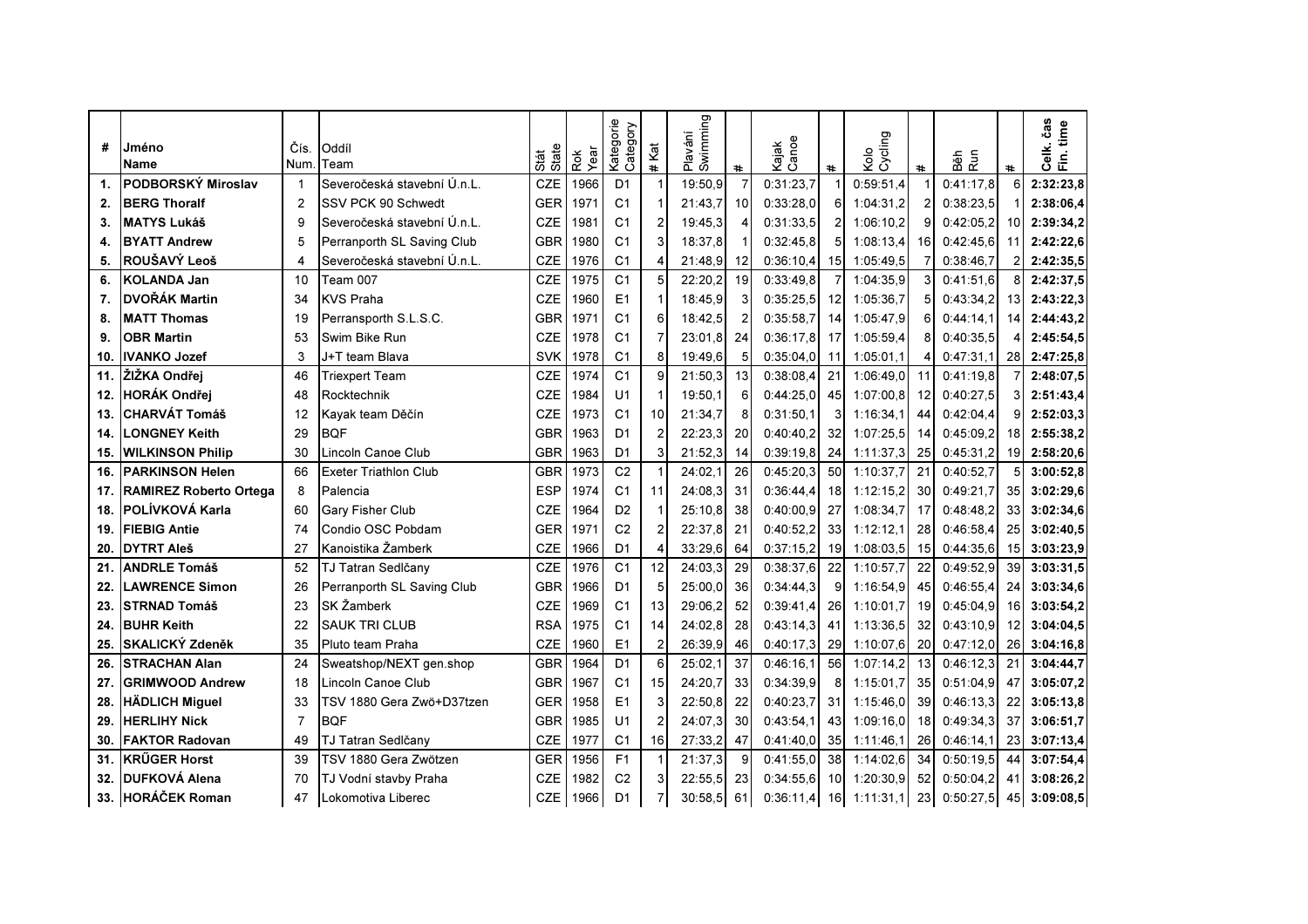| # | Jméno Name | Čís. Num. | Oddíl Team | Stát State | Rok Year | Kategorie Category | # Kat | Plavání Swimming | # | Kajak Canoe | # | Kolo Cycling | # | Běh Run | # | Celk. čas Fin. time |
|---|---|---|---|---|---|---|---|---|---|---|---|---|---|---|---|---|
| 1. | **PODBORSKÝ Miroslav** | 1 | Severočeská stavební Ú.n.L. | CZE | 1966 | D1 | 1 | 19:50,9 | 7 | 0:31:23,7 | 1 | 0:59:51,4 | 1 | 0:41:17,8 | 6 | **2:32:23,8** |
| 2. | **BERG Thoralf** | 2 | SSV PCK 90 Schwedt | GER | 1971 | C1 | 1 | 21:43,7 | 10 | 0:33:28,0 | 6 | 1:04:31,2 | 2 | 0:38:23,5 | 1 | **2:38:06,4** |
| 3. | **MATYS Lukáš** | 9 | Severočeská stavební Ú.n.L. | CZE | 1981 | C1 | 2 | 19:45,3 | 4 | 0:31:33,5 | 2 | 1:06:10,2 | 9 | 0:42:05,2 | 10 | **2:39:34,2** |
| 4. | **BYATT Andrew** | 5 | Perranporth SL Saving Club | GBR | 1980 | C1 | 3 | 18:37,8 | 1 | 0:32:45,8 | 5 | 1:08:13,4 | 16 | 0:42:45,6 | 11 | **2:42:22,6** |
| 5. | **ROUŠAVÝ Leoš** | 4 | Severočeská stavební Ú.n.L. | CZE | 1976 | C1 | 4 | 21:48,9 | 12 | 0:36:10,4 | 15 | 1:05:49,5 | 7 | 0:38:46,7 | 2 | **2:42:35,5** |
| 6. | **KOLANDA Jan** | 10 | Team 007 | CZE | 1975 | C1 | 5 | 22:20,2 | 19 | 0:33:49,8 | 7 | 1:04:35,9 | 3 | 0:41:51,6 | 8 | **2:42:37,5** |
| 7. | **DVOŘÁK Martin** | 34 | KVS Praha | CZE | 1960 | E1 | 1 | 18:45,9 | 3 | 0:35:25,5 | 12 | 1:05:36,7 | 5 | 0:43:34,2 | 13 | **2:43:22,3** |
| 8. | **MATT Thomas** | 19 | Perransporth S.L.S.C. | GBR | 1971 | C1 | 6 | 18:42,5 | 2 | 0:35:58,7 | 14 | 1:05:47,9 | 6 | 0:44:14,1 | 14 | **2:44:43,2** |
| 9. | **OBR Martin** | 53 | Swim Bike Run | CZE | 1978 | C1 | 7 | 23:01,8 | 24 | 0:36:17,8 | 17 | 1:05:59,4 | 8 | 0:40:35,5 | 4 | **2:45:54,5** |
| 10. | **IVANKO Jozef** | 3 | J+T team Blava | SVK | 1978 | C1 | 8 | 19:49,6 | 5 | 0:35:04,0 | 11 | 1:05:01,1 | 4 | 0:47:31,1 | 28 | **2:47:25,8** |
| 11. | **ŽIŽKA Ondřej** | 46 | Triexpert Team | CZE | 1974 | C1 | 9 | 21:50,3 | 13 | 0:38:08,4 | 21 | 1:06:49,0 | 11 | 0:41:19,8 | 7 | **2:48:07,5** |
| 12. | **HORÁK Ondřej** | 48 | Rocktechnik | CZE | 1984 | U1 | 1 | 19:50,1 | 6 | 0:44:25,0 | 45 | 1:07:00,8 | 12 | 0:40:27,5 | 3 | **2:51:43,4** |
| 13. | **CHARVÁT Tomáš** | 12 | Kayak team Děčín | CZE | 1973 | C1 | 10 | 21:34,7 | 8 | 0:31:50,1 | 3 | 1:16:34,1 | 44 | 0:42:04,4 | 9 | **2:52:03,3** |
| 14. | **LONGNEY Keith** | 29 | BQF | GBR | 1963 | D1 | 2 | 22:23,3 | 20 | 0:40:40,2 | 32 | 1:07:25,5 | 14 | 0:45:09,2 | 18 | **2:55:38,2** |
| 15. | **WILKINSON Philip** | 30 | Lincoln Canoe Club | GBR | 1963 | D1 | 3 | 21:52,3 | 14 | 0:39:19,8 | 24 | 1:11:37,3 | 25 | 0:45:31,2 | 19 | **2:58:20,6** |
| 16. | **PARKINSON Helen** | 66 | Exeter Triathlon Club | GBR | 1973 | C2 | 1 | 24:02,1 | 26 | 0:45:20,3 | 50 | 1:10:37,7 | 21 | 0:40:52,7 | 5 | **3:00:52,8** |
| 17. | **RAMIREZ Roberto Ortega** | 8 | Palencia | ESP | 1974 | C1 | 11 | 24:08,3 | 31 | 0:36:44,4 | 18 | 1:12:15,2 | 30 | 0:49:21,7 | 35 | **3:02:29,6** |
| 18. | **POLÍVKOVÁ Karla** | 60 | Gary Fisher Club | CZE | 1964 | D2 | 1 | 25:10,8 | 38 | 0:40:00,9 | 27 | 1:08:34,7 | 17 | 0:48:48,2 | 33 | **3:02:34,6** |
| 19. | **FIEBIG Antie** | 74 | Condio OSC Pobdam | GER | 1971 | C2 | 2 | 22:37,8 | 21 | 0:40:52,2 | 33 | 1:12:12,1 | 28 | 0:46:58,4 | 25 | **3:02:40,5** |
| 20. | **DYTRT Aleš** | 27 | Kanoistika Žamberk | CZE | 1966 | D1 | 4 | 33:29,6 | 64 | 0:37:15,2 | 19 | 1:08:03,5 | 15 | 0:44:35,6 | 15 | **3:03:23,9** |
| 21. | **ANDRLE Tomáš** | 52 | TJ Tatran Sedlčany | CZE | 1976 | C1 | 12 | 24:03,3 | 29 | 0:38:27,6 | 22 | 1:10:57,7 | 22 | 0:49:52,9 | 39 | **3:03:31,5** |
| 22. | **LAWRENCE Simon** | 26 | Perranporth SL Saving Club | GBR | 1966 | D1 | 5 | 25:00,0 | 36 | 0:34:44,3 | 9 | 1:16:54,9 | 45 | 0:46:55,4 | 24 | **3:03:34,6** |
| 23. | **STRNAD Tomáš** | 23 | SK Žamberk | CZE | 1969 | C1 | 13 | 29:06,2 | 52 | 0:39:41,4 | 26 | 1:10:01,7 | 19 | 0:45:04,9 | 16 | **3:03:54,2** |
| 24. | **BUHR Keith** | 22 | SAUK TRI CLUB | RSA | 1975 | C1 | 14 | 24:02,8 | 28 | 0:43:14,3 | 41 | 1:13:36,5 | 32 | 0:43:10,9 | 12 | **3:04:04,5** |
| 25. | **SKALICKÝ Zdeněk** | 35 | Pluto team Praha | CZE | 1960 | E1 | 2 | 26:39,9 | 46 | 0:40:17,3 | 29 | 1:10:07,6 | 20 | 0:47:12,0 | 26 | **3:04:16,8** |
| 26. | **STRACHAN Alan** | 24 | Sweatshop/NEXT gen.shop | GBR | 1964 | D1 | 6 | 25:02,1 | 37 | 0:46:16,1 | 56 | 1:07:14,2 | 13 | 0:46:12,3 | 21 | **3:04:44,7** |
| 27. | **GRIMWOOD Andrew** | 18 | Lincoln Canoe Club | GBR | 1967 | C1 | 15 | 24:20,7 | 33 | 0:34:39,9 | 8 | 1:15:01,7 | 35 | 0:51:04,9 | 47 | **3:05:07,2** |
| 28. | **HÄDLICH Miguel** | 33 | TSV 1880 Gera Zwö+D37tzen | GER | 1958 | E1 | 3 | 22:50,8 | 22 | 0:40:23,7 | 31 | 1:15:46,0 | 39 | 0:46:13,3 | 22 | **3:05:13,8** |
| 29. | **HERLIHY Nick** | 7 | BQF | GBR | 1985 | U1 | 2 | 24:07,3 | 30 | 0:43:54,1 | 43 | 1:09:16,0 | 18 | 0:49:34,3 | 37 | **3:06:51,7** |
| 30. | **FAKTOR Radovan** | 49 | TJ Tatran Sedlčany | CZE | 1977 | C1 | 16 | 27:33,2 | 47 | 0:41:40,0 | 35 | 1:11:46,1 | 26 | 0:46:14,1 | 23 | **3:07:13,4** |
| 31. | **KRŰGER Horst** | 39 | TSV 1880 Gera Zwötzen | GER | 1956 | F1 | 1 | 21:37,3 | 9 | 0:41:55,0 | 38 | 1:14:02,6 | 34 | 0:50:19,5 | 44 | **3:07:54,4** |
| 32. | **DUFKOVÁ Alena** | 70 | TJ Vodní stavby Praha | CZE | 1982 | C2 | 3 | 22:55,5 | 23 | 0:34:55,6 | 10 | 1:20:30,9 | 52 | 0:50:04,2 | 41 | **3:08:26,2** |
| 33. | **HORÁČEK Roman** | 47 | Lokomotiva Liberec | CZE | 1966 | D1 | 7 | 30:58,5 | 61 | 0:36:11,4 | 16 | 1:11:31,1 | 23 | 0:50:27,5 | 45 | **3:09:08,5** |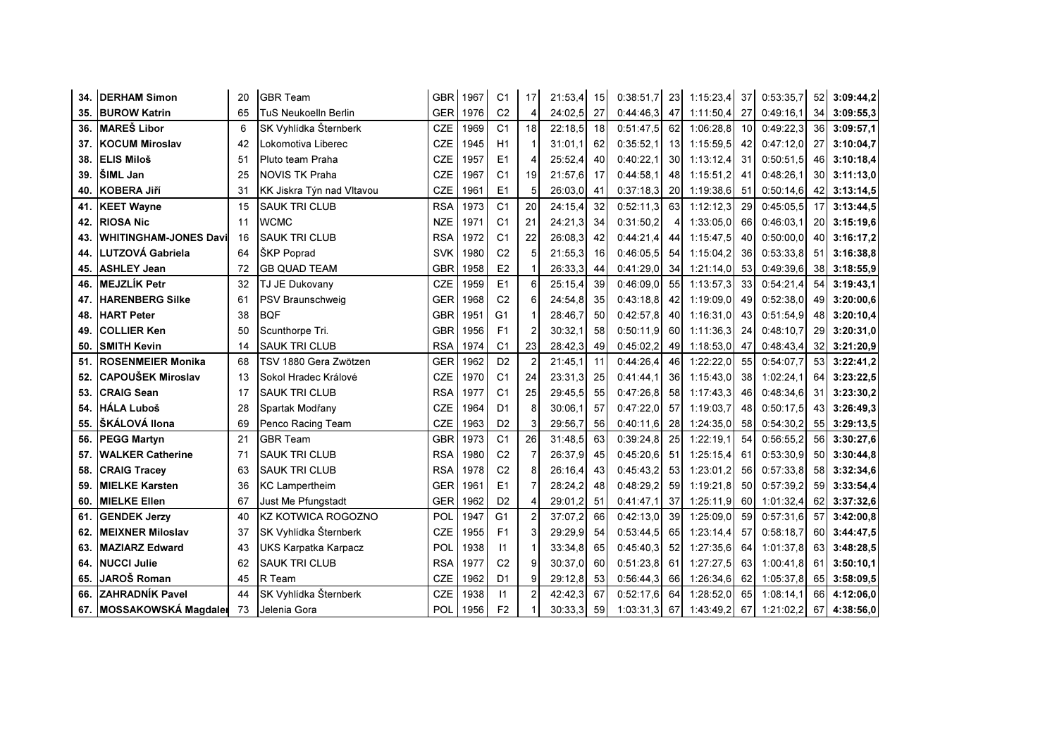| | | | | | | | | | | | | | | | | | |
|---|---|---|---|---|---|---|---|---|---|---|---|---|---|---|---|---|---|
| 34. | DERHAM Simon | 20 | GBR Team | GBR | 1967 | C1 | 17 | 21:53,4 | 15 | 0:38:51,7 | 23 | 1:15:23,4 | 37 | 0:53:35,7 | 52 | 3:09:44,2 |
| 35. | BUROW Katrin | 65 | TuS Neukoelln Berlin | GER | 1976 | C2 | 4 | 24:02,5 | 27 | 0:44:46,3 | 47 | 1:11:50,4 | 27 | 0:49:16,1 | 34 | 3:09:55,3 |
| 36. | MAREŠ Libor | 6 | SK Vyhlídka Šternberk | CZE | 1969 | C1 | 18 | 22:18,5 | 18 | 0:51:47,5 | 62 | 1:06:28,8 | 10 | 0:49:22,3 | 36 | 3:09:57,1 |
| 37. | KOCUM Miroslav | 42 | Lokomotiva Liberec | CZE | 1945 | H1 | 1 | 31:01,1 | 62 | 0:35:52,1 | 13 | 1:15:59,5 | 42 | 0:47:12,0 | 27 | 3:10:04,7 |
| 38. | ELIS Miloš | 51 | Pluto team Praha | CZE | 1957 | E1 | 4 | 25:52,4 | 40 | 0:40:22,1 | 30 | 1:13:12,4 | 31 | 0:50:51,5 | 46 | 3:10:18,4 |
| 39. | ŠIML Jan | 25 | NOVIS TK Praha | CZE | 1967 | C1 | 19 | 21:57,6 | 17 | 0:44:58,1 | 48 | 1:15:51,2 | 41 | 0:48:26,1 | 30 | 3:11:13,0 |
| 40. | KOBERA Jiří | 31 | KK Jiskra Týn nad Vltavou | CZE | 1961 | E1 | 5 | 26:03,0 | 41 | 0:37:18,3 | 20 | 1:19:38,6 | 51 | 0:50:14,6 | 42 | 3:13:14,5 |
| 41. | KEET Wayne | 15 | SAUK TRI CLUB | RSA | 1973 | C1 | 20 | 24:15,4 | 32 | 0:52:11,3 | 63 | 1:12:12,3 | 29 | 0:45:05,5 | 17 | 3:13:44,5 |
| 42. | RIOSA Nic | 11 | WCMC | NZE | 1971 | C1 | 21 | 24:21,3 | 34 | 0:31:50,2 | 4 | 1:33:05,0 | 66 | 0:46:03,1 | 20 | 3:15:19,6 |
| 43. | WHITINGHAM-JONES Davi | 16 | SAUK TRI CLUB | RSA | 1972 | C1 | 22 | 26:08,3 | 42 | 0:44:21,4 | 44 | 1:15:47,5 | 40 | 0:50:00,0 | 40 | 3:16:17,2 |
| 44. | LUTZOVÁ Gabriela | 64 | ŠKP Poprad | SVK | 1980 | C2 | 5 | 21:55,3 | 16 | 0:46:05,5 | 54 | 1:15:04,2 | 36 | 0:53:33,8 | 51 | 3:16:38,8 |
| 45. | ASHLEY Jean | 72 | GB QUAD TEAM | GBR | 1958 | E2 | 1 | 26:33,3 | 44 | 0:41:29,0 | 34 | 1:21:14,0 | 53 | 0:49:39,6 | 38 | 3:18:55,9 |
| 46. | MEJZLÍK Petr | 32 | TJ JE Dukovany | CZE | 1959 | E1 | 6 | 25:15,4 | 39 | 0:46:09,0 | 55 | 1:13:57,3 | 33 | 0:54:21,4 | 54 | 3:19:43,1 |
| 47. | HARENBERG Silke | 61 | PSV Braunschweig | GER | 1968 | C2 | 6 | 24:54,8 | 35 | 0:43:18,8 | 42 | 1:19:09,0 | 49 | 0:52:38,0 | 49 | 3:20:00,6 |
| 48. | HART Peter | 38 | BQF | GBR | 1951 | G1 | 1 | 28:46,7 | 50 | 0:42:57,8 | 40 | 1:16:31,0 | 43 | 0:51:54,9 | 48 | 3:20:10,4 |
| 49. | COLLIER Ken | 50 | Scunthorpe Tri. | GBR | 1956 | F1 | 2 | 30:32,1 | 58 | 0:50:11,9 | 60 | 1:11:36,3 | 24 | 0:48:10,7 | 29 | 3:20:31,0 |
| 50. | SMITH Kevin | 14 | SAUK TRI CLUB | RSA | 1974 | C1 | 23 | 28:42,3 | 49 | 0:45:02,2 | 49 | 1:18:53,0 | 47 | 0:48:43,4 | 32 | 3:21:20,9 |
| 51. | ROSENMEIER Monika | 68 | TSV 1880 Gera Zwötzen | GER | 1962 | D2 | 2 | 21:45,1 | 11 | 0:44:26,4 | 46 | 1:22:22,0 | 55 | 0:54:07,7 | 53 | 3:22:41,2 |
| 52. | CAPOUŠEK Miroslav | 13 | Sokol Hradec Králové | CZE | 1970 | C1 | 24 | 23:31,3 | 25 | 0:41:44,1 | 36 | 1:15:43,0 | 38 | 1:02:24,1 | 64 | 3:23:22,5 |
| 53. | CRAIG Sean | 17 | SAUK TRI CLUB | RSA | 1977 | C1 | 25 | 29:45,5 | 55 | 0:47:26,8 | 58 | 1:17:43,3 | 46 | 0:48:34,6 | 31 | 3:23:30,2 |
| 54. | HÁLA Luboš | 28 | Spartak Modřany | CZE | 1964 | D1 | 8 | 30:06,1 | 57 | 0:47:22,0 | 57 | 1:19:03,7 | 48 | 0:50:17,5 | 43 | 3:26:49,3 |
| 55. | ŠKÁLOVÁ Ilona | 69 | Penco Racing Team | CZE | 1963 | D2 | 3 | 29:56,7 | 56 | 0:40:11,6 | 28 | 1:24:35,0 | 58 | 0:54:30,2 | 55 | 3:29:13,5 |
| 56. | PEGG Martyn | 21 | GBR Team | GBR | 1973 | C1 | 26 | 31:48,5 | 63 | 0:39:24,8 | 25 | 1:22:19,1 | 54 | 0:56:55,2 | 56 | 3:30:27,6 |
| 57. | WALKER Catherine | 71 | SAUK TRI CLUB | RSA | 1980 | C2 | 7 | 26:37,9 | 45 | 0:45:20,6 | 51 | 1:25:15,4 | 61 | 0:53:30,9 | 50 | 3:30:44,8 |
| 58. | CRAIG Tracey | 63 | SAUK TRI CLUB | RSA | 1978 | C2 | 8 | 26:16,4 | 43 | 0:45:43,2 | 53 | 1:23:01,2 | 56 | 0:57:33,8 | 58 | 3:32:34,6 |
| 59. | MIELKE Karsten | 36 | KC Lampertheim | GER | 1961 | E1 | 7 | 28:24,2 | 48 | 0:48:29,2 | 59 | 1:19:21,8 | 50 | 0:57:39,2 | 59 | 3:33:54,4 |
| 60. | MIELKE Ellen | 67 | Just Me Pfungstadt | GER | 1962 | D2 | 4 | 29:01,2 | 51 | 0:41:47,1 | 37 | 1:25:11,9 | 60 | 1:01:32,4 | 62 | 3:37:32,6 |
| 61. | GENDEK Jerzy | 40 | KZ KOTWICA ROGOZNO | POL | 1947 | G1 | 2 | 37:07,2 | 66 | 0:42:13,0 | 39 | 1:25:09,0 | 59 | 0:57:31,6 | 57 | 3:42:00,8 |
| 62. | MEIXNER Miloslav | 37 | SK Vyhlídka Šternberk | CZE | 1955 | F1 | 3 | 29:29,9 | 54 | 0:53:44,5 | 65 | 1:23:14,4 | 57 | 0:58:18,7 | 60 | 3:44:47,5 |
| 63. | MAZIARZ Edward | 43 | UKS Karpatka Karpacz | POL | 1938 | I1 | 1 | 33:34,8 | 65 | 0:45:40,3 | 52 | 1:27:35,6 | 64 | 1:01:37,8 | 63 | 3:48:28,5 |
| 64. | NUCCI Julie | 62 | SAUK TRI CLUB | RSA | 1977 | C2 | 9 | 30:37,0 | 60 | 0:51:23,8 | 61 | 1:27:27,5 | 63 | 1:00:41,8 | 61 | 3:50:10,1 |
| 65. | JAROŠ Roman | 45 | R Team | CZE | 1962 | D1 | 9 | 29:12,8 | 53 | 0:56:44,3 | 66 | 1:26:34,6 | 62 | 1:05:37,8 | 65 | 3:58:09,5 |
| 66. | ZAHRADNÍK Pavel | 44 | SK Vyhlídka Šternberk | CZE | 1938 | I1 | 2 | 42:42,3 | 67 | 0:52:17,6 | 64 | 1:28:52,0 | 65 | 1:08:14,1 | 66 | 4:12:06,0 |
| 67. | MOSSAKOWSKÁ Magdaler | 73 | Jelenia Gora | POL | 1956 | F2 | 1 | 30:33,3 | 59 | 1:03:31,3 | 67 | 1:43:49,2 | 67 | 1:21:02,2 | 67 | 4:38:56,0 |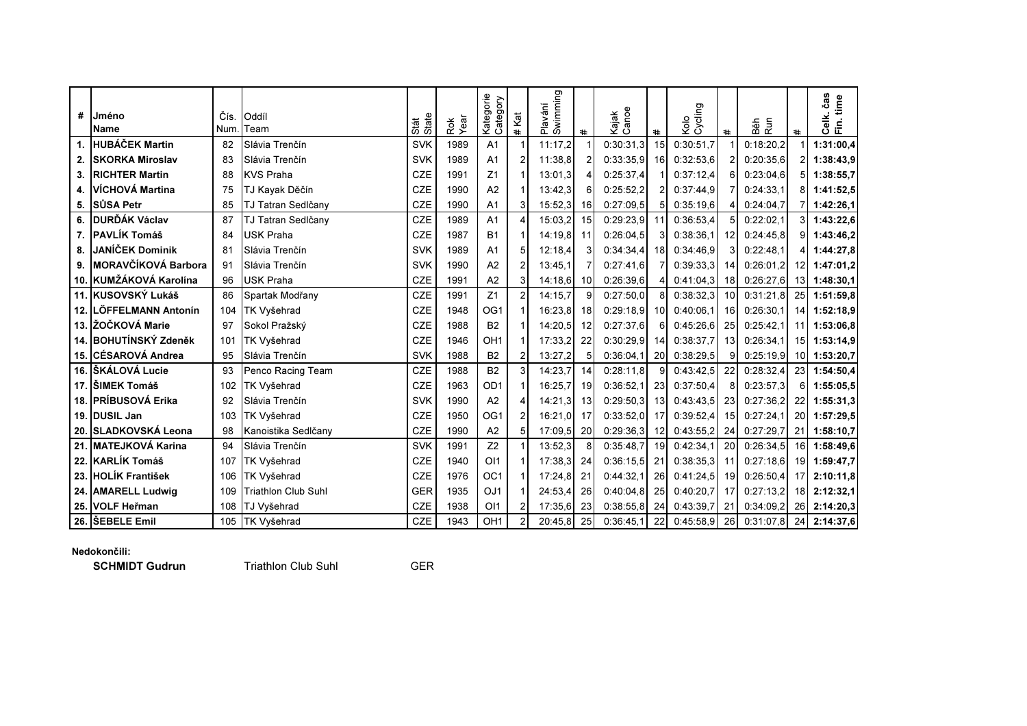| # | Jméno Name | Čís. Num. | Oddíl Team | Stát State | Rok Year | Kategorie Category | # Kat | Plavání Swimming | # | Kajak Canoe | # | Kolo Cycling | # | Běh Run | # | Celk. čas Fin. time |
|---|---|---|---|---|---|---|---|---|---|---|---|---|---|---|---|---|
| 1. | **HUBÁČEK Martin** | 82 | Slávia Trenčín | SVK | 1989 | A1 | 1 | 11:17,2 | 1 | 0:30:31,3 | 15 | 0:30:51,7 | 1 | 0:18:20,2 | 1 | **1:31:00,4** |
| 2. | **SKORKA Miroslav** | 83 | Slávia Trenčín | SVK | 1989 | A1 | 2 | 11:38,8 | 2 | 0:33:35,9 | 16 | 0:32:53,6 | 2 | 0:20:35,6 | 2 | **1:38:43,9** |
| 3. | **RICHTER Martin** | 88 | KVS Praha | CZE | 1991 | Z1 | 1 | 13:01,3 | 4 | 0:25:37,4 | 1 | 0:37:12,4 | 6 | 0:23:04,6 | 5 | **1:38:55,7** |
| 4. | **VÍCHOVÁ Martina** | 75 | TJ Kayak Děčín | CZE | 1990 | A2 | 1 | 13:42,3 | 6 | 0:25:52,2 | 2 | 0:37:44,9 | 7 | 0:24:33,1 | 8 | **1:41:52,5** |
| 5. | **SŮSA Petr** | 85 | TJ Tatran Sedlčany | CZE | 1990 | A1 | 3 | 15:52,3 | 16 | 0:27:09,5 | 5 | 0:35:19,6 | 4 | 0:24:04,7 | 7 | **1:42:26,1** |
| 6. | **DURĎÁK Václav** | 87 | TJ Tatran Sedlčany | CZE | 1989 | A1 | 4 | 15:03,2 | 15 | 0:29:23,9 | 11 | 0:36:53,4 | 5 | 0:22:02,1 | 3 | **1:43:22,6** |
| 7. | **PAVLÍK Tomáš** | 84 | USK Praha | CZE | 1987 | B1 | 1 | 14:19,8 | 11 | 0:26:04,5 | 3 | 0:38:36,1 | 12 | 0:24:45,8 | 9 | **1:43:46,2** |
| 8. | **JANÍČEK Dominik** | 81 | Slávia Trenčín | SVK | 1989 | A1 | 5 | 12:18,4 | 3 | 0:34:34,4 | 18 | 0:34:46,9 | 3 | 0:22:48,1 | 4 | **1:44:27,8** |
| 9. | **MORAVČÍKOVÁ Barbora** | 91 | Slávia Trenčín | SVK | 1990 | A2 | 2 | 13:45,1 | 7 | 0:27:41,6 | 7 | 0:39:33,3 | 14 | 0:26:01,2 | 12 | **1:47:01,2** |
| 10. | **KUMŽÁKOVÁ Karolína** | 96 | USK Praha | CZE | 1991 | A2 | 3 | 14:18,6 | 10 | 0:26:39,6 | 4 | 0:41:04,3 | 18 | 0:26:27,6 | 13 | **1:48:30,1** |
| 11. | **KUSOVSKÝ Lukáš** | 86 | Spartak Modřany | CZE | 1991 | Z1 | 2 | 14:15,7 | 9 | 0:27:50,0 | 8 | 0:38:32,3 | 10 | 0:31:21,8 | 25 | **1:51:59,8** |
| 12. | **LÖFFELMANN Antonín** | 104 | TK Vyšehrad | CZE | 1948 | OG1 | 1 | 16:23,8 | 18 | 0:29:18,9 | 10 | 0:40:06,1 | 16 | 0:26:30,1 | 14 | **1:52:18,9** |
| 13. | **ŽOČKOVÁ Marie** | 97 | Sokol Pražský | CZE | 1988 | B2 | 1 | 14:20,5 | 12 | 0:27:37,6 | 6 | 0:45:26,6 | 25 | 0:25:42,1 | 11 | **1:53:06,8** |
| 14. | **BOHUTÍNSKÝ Zdeněk** | 101 | TK Vyšehrad | CZE | 1946 | OH1 | 1 | 17:33,2 | 22 | 0:30:29,9 | 14 | 0:38:37,7 | 13 | 0:26:34,1 | 15 | **1:53:14,9** |
| 15. | **CÉSAROVÁ Andrea** | 95 | Slávia Trenčín | SVK | 1988 | B2 | 2 | 13:27,2 | 5 | 0:36:04,1 | 20 | 0:38:29,5 | 9 | 0:25:19,9 | 10 | **1:53:20,7** |
| 16. | **ŠKÁLOVÁ Lucie** | 93 | Penco Racing Team | CZE | 1988 | B2 | 3 | 14:23,7 | 14 | 0:28:11,8 | 9 | 0:43:42,5 | 22 | 0:28:32,4 | 23 | **1:54:50,4** |
| 17. | **ŠIMEK Tomáš** | 102 | TK Vyšehrad | CZE | 1963 | OD1 | 1 | 16:25,7 | 19 | 0:36:52,1 | 23 | 0:37:50,4 | 8 | 0:23:57,3 | 6 | **1:55:05,5** |
| 18. | **PRÍBUSOVÁ Erika** | 92 | Slávia Trenčín | SVK | 1990 | A2 | 4 | 14:21,3 | 13 | 0:29:50,3 | 13 | 0:43:43,5 | 23 | 0:27:36,2 | 22 | **1:55:31,3** |
| 19. | **DUSIL Jan** | 103 | TK Vyšehrad | CZE | 1950 | OG1 | 2 | 16:21,0 | 17 | 0:33:52,0 | 17 | 0:39:52,4 | 15 | 0:27:24,1 | 20 | **1:57:29,5** |
| 20. | **SLADKOVSKÁ Leona** | 98 | Kanoistika Sedlčany | CZE | 1990 | A2 | 5 | 17:09,5 | 20 | 0:29:36,3 | 12 | 0:43:55,2 | 24 | 0:27:29,7 | 21 | **1:58:10,7** |
| 21. | **MATEJKOVÁ Karina** | 94 | Slávia Trenčín | SVK | 1991 | Z2 | 1 | 13:52,3 | 8 | 0:35:48,7 | 19 | 0:42:34,1 | 20 | 0:26:34,5 | 16 | **1:58:49,6** |
| 22. | **KARLÍK Tomáš** | 107 | TK Vyšehrad | CZE | 1940 | OI1 | 1 | 17:38,3 | 24 | 0:36:15,5 | 21 | 0:38:35,3 | 11 | 0:27:18,6 | 19 | **1:59:47,7** |
| 23. | **HOLÍK František** | 106 | TK Vyšehrad | CZE | 1976 | OC1 | 1 | 17:24,8 | 21 | 0:44:32,1 | 26 | 0:41:24,5 | 19 | 0:26:50,4 | 17 | **2:10:11,8** |
| 24. | **AMARELL Ludwig** | 109 | Triathlon Club Suhl | GER | 1935 | OJ1 | 1 | 24:53,4 | 26 | 0:40:04,8 | 25 | 0:40:20,7 | 17 | 0:27:13,2 | 18 | **2:12:32,1** |
| 25. | **VOLF Heřman** | 108 | TJ Vyšehrad | CZE | 1938 | OI1 | 2 | 17:35,6 | 23 | 0:38:55,8 | 24 | 0:43:39,7 | 21 | 0:34:09,2 | 26 | **2:14:20,3** |
| 26. | **ŠEBELE Emil** | 105 | TK Vyšehrad | CZE | 1943 | OH1 | 2 | 20:45,8 | 25 | 0:36:45,1 | 22 | 0:45:58,9 | 26 | 0:31:07,8 | 24 | **2:14:37,6** |

**Nedokončili:**

**SCHMIDT Gudrun** Triathlon Club Suhl GER